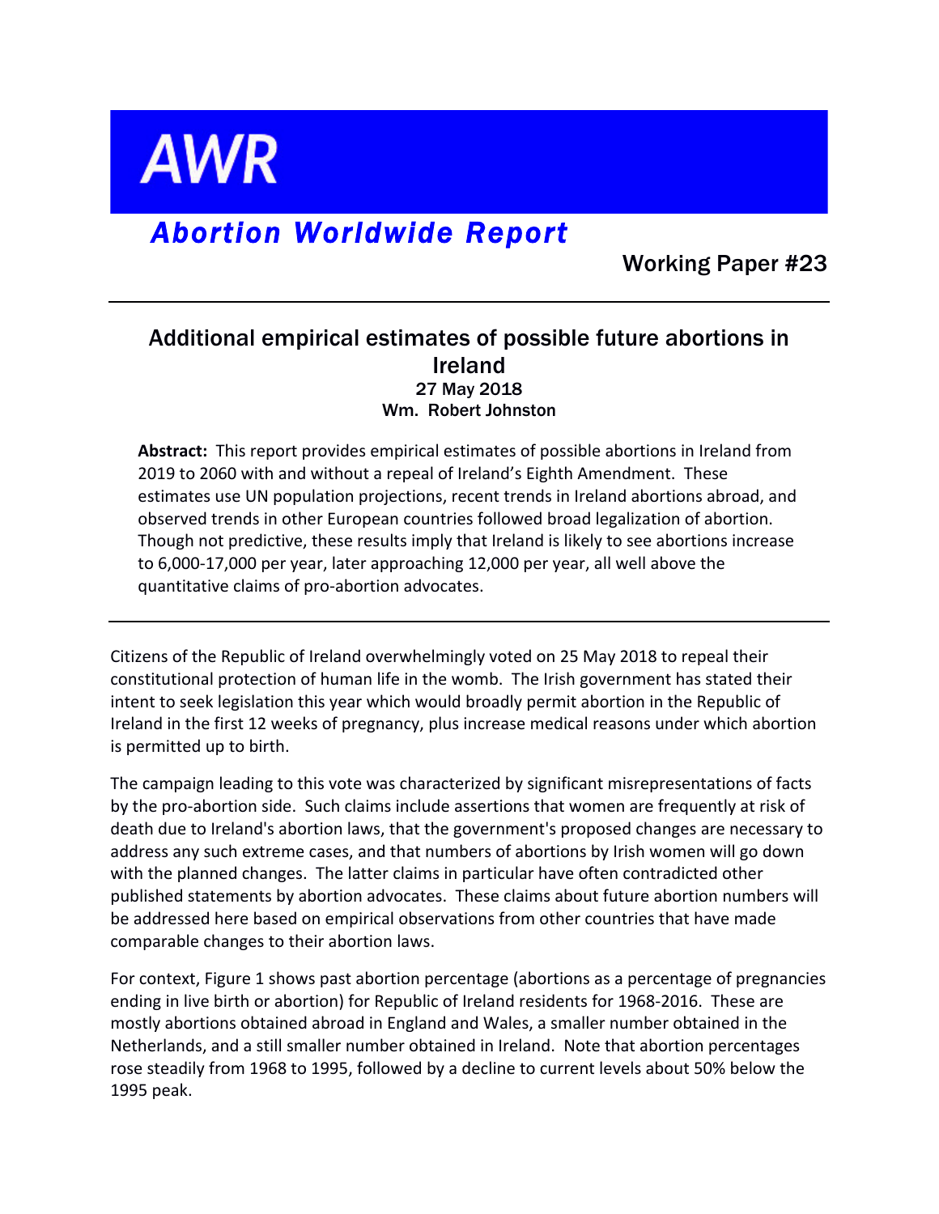# AWR

## *Abortion Worldwide Report*

**Working Paper #23**

---

## Additional empirical estimates of possible future abortions in Ireland

**27 May 2018**

**Wm. Robert Johnston**

**Abstract:** This report provides empirical estimates of possible abortions in Ireland from 2019 to 2060 with and without a repeal of Ireland's Eighth Amendment. These estimates use UN population projections, recent trends in Ireland abortions abroad, and observed trends in other European countries followed broad legalization of abortion. Though not predictive, these results imply that Ireland is likely to see abortions increase to 6,000-17,000 per year, later approaching 12,000 per year, all well above the quantitative claims of pro-abortion advocates.

---

Citizens of the Republic of Ireland overwhelmingly voted on 25 May 2018 to repeal their constitutional protection of human life in the womb. The Irish government has stated their intent to seek legislation this year which would broadly permit abortion in the Republic of Ireland in the first 12 weeks of pregnancy, plus increase medical reasons under which abortion is permitted up to birth.

The campaign leading to this vote was characterized by significant misrepresentations of facts by the pro-abortion side. Such claims include assertions that women are frequently at risk of death due to Ireland's abortion laws, that the government's proposed changes are necessary to address any such extreme cases, and that numbers of abortions by Irish women will go down with the planned changes. The latter claims in particular have often contradicted other published statements by abortion advocates. These claims about future abortion numbers will be addressed here based on empirical observations from other countries that have made comparable changes to their abortion laws.

For context, Figure 1 shows past abortion percentage (abortions as a percentage of pregnancies ending in live birth or abortion) for Republic of Ireland residents for 1968-2016. These are mostly abortions obtained abroad in England and Wales, a smaller number obtained in the Netherlands, and a still smaller number obtained in Ireland. Note that abortion percentages rose steadily from 1968 to 1995, followed by a decline to current levels about 50% below the 1995 peak.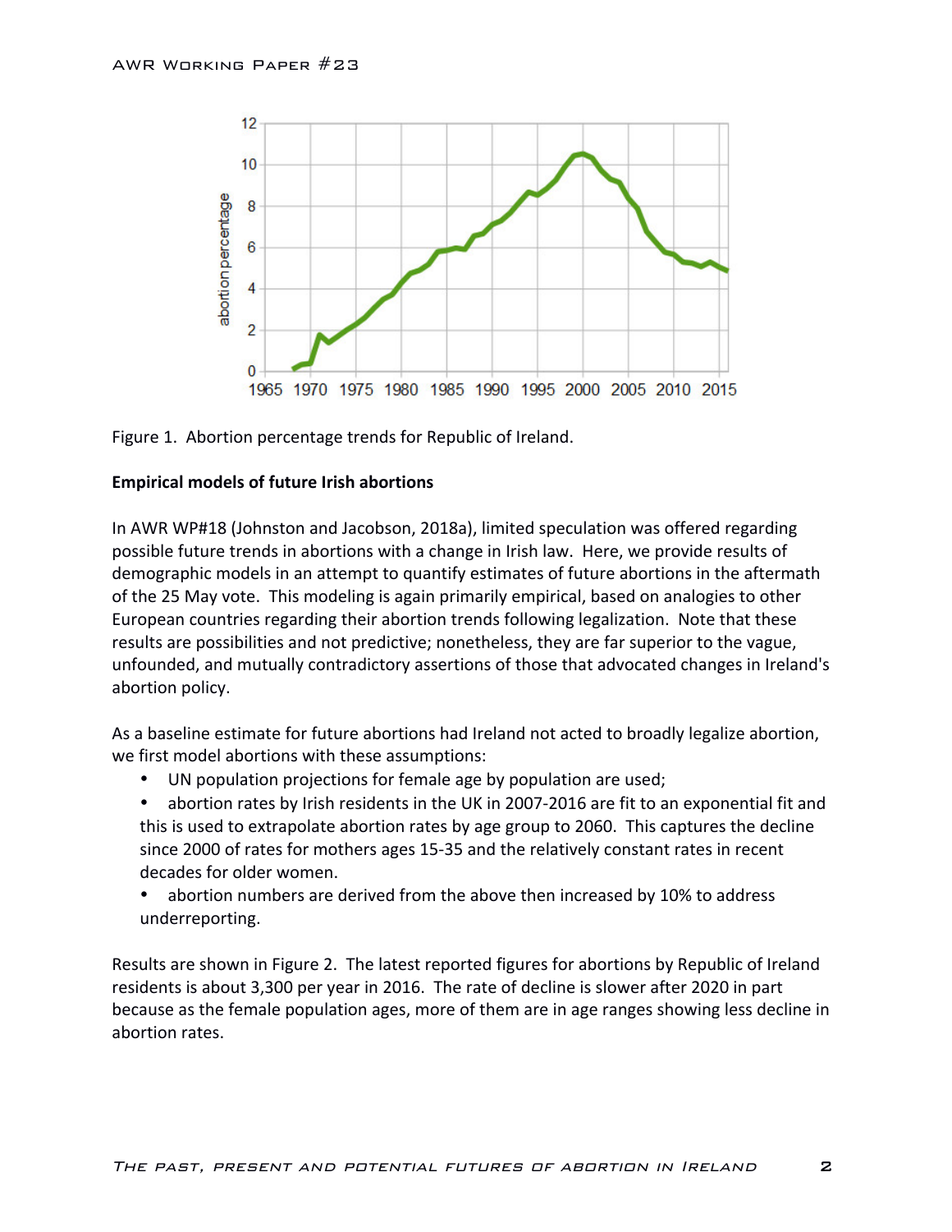Figure 1. Abortion percentage trends for Republic of Ireland.

**Empirical models of future Irish abortions**

In AWR WP#18 (Johnston and Jacobson, 2018a), limited speculation was offered regarding possible future trends in abortions with a change in Irish law. Here, we provide results of demographic models in an attempt to quantify estimates of future abortions in the aftermath of the 25 May vote. This modeling is again primarily empirical, based on analogies to other European countries regarding their abortion trends following legalization. Note that these results are possibilities and not predictive; nonetheless, they are far superior to the vague, unfounded, and mutually contradictory assertions of those that advocated changes in Ireland's abortion policy.

As a baseline estimate for future abortions had Ireland not acted to broadly legalize abortion, we first model abortions with these assumptions:

- UN population projections for female age by population are used;
- abortion rates by Irish residents in the UK in 2007-2016 are fit to an exponential fit and this is used to extrapolate abortion rates by age group to 2060. This captures the decline since 2000 of rates for mothers ages 15-35 and the relatively constant rates in recent decades for older women.
- abortion numbers are derived from the above then increased by 10% to address underreporting.

Results are shown in Figure 2. The latest reported figures for abortions by Republic of Ireland residents is about 3,300 per year in 2016. The rate of decline is slower after 2020 in part because as the female population ages, more of them are in age ranges showing less decline in abortion rates.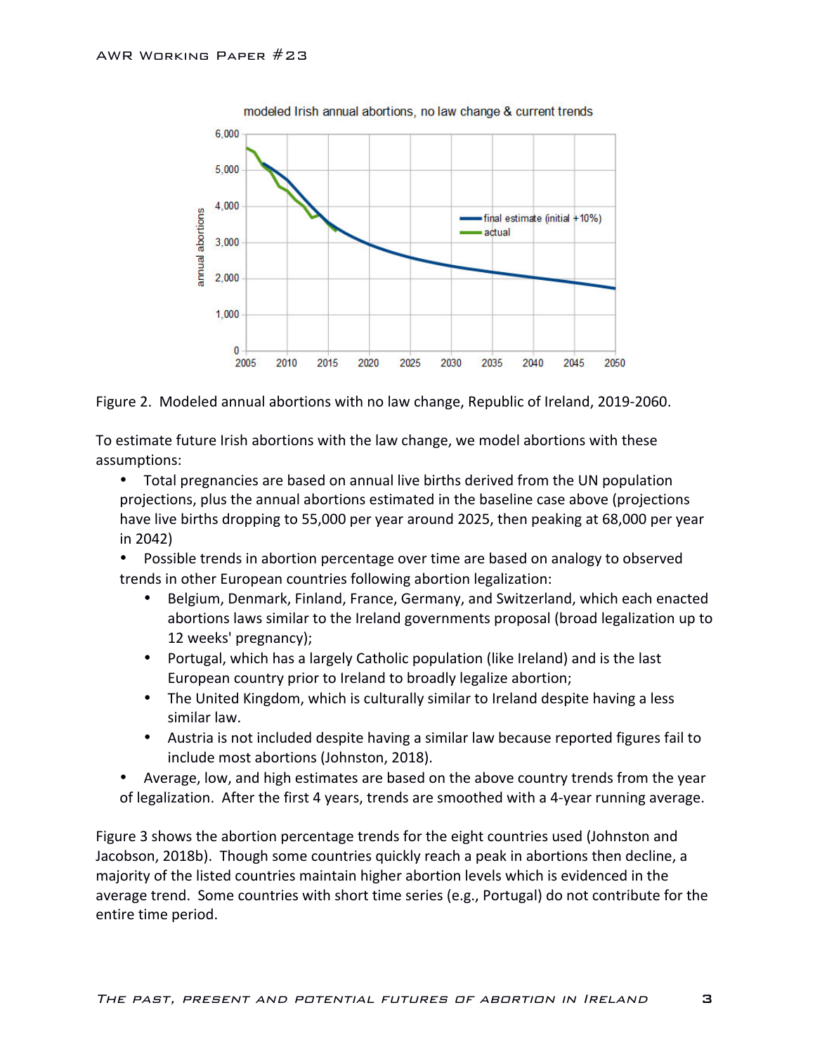Figure 2. Modeled annual abortions with no law change, Republic of Ireland, 2019-2060.

To estimate future Irish abortions with the law change, we model abortions with these assumptions:

- Total pregnancies are based on annual live births derived from the UN population projections, plus the annual abortions estimated in the baseline case above (projections have live births dropping to 55,000 per year around 2025, then peaking at 68,000 per year in 2042)
- Possible trends in abortion percentage over time are based on analogy to observed trends in other European countries following abortion legalization:
  - Belgium, Denmark, Finland, France, Germany, and Switzerland, which each enacted abortions laws similar to the Ireland governments proposal (broad legalization up to 12 weeks' pregnancy);
  - Portugal, which has a largely Catholic population (like Ireland) and is the last European country prior to Ireland to broadly legalize abortion;
  - The United Kingdom, which is culturally similar to Ireland despite having a less similar law.
  - Austria is not included despite having a similar law because reported figures fail to include most abortions (Johnston, 2018).
- Average, low, and high estimates are based on the above country trends from the year of legalization. After the first 4 years, trends are smoothed with a 4-year running average.

Figure 3 shows the abortion percentage trends for the eight countries used (Johnston and Jacobson, 2018b). Though some countries quickly reach a peak in abortions then decline, a majority of the listed countries maintain higher abortion levels which is evidenced in the average trend. Some countries with short time series (e.g., Portugal) do not contribute for the entire time period.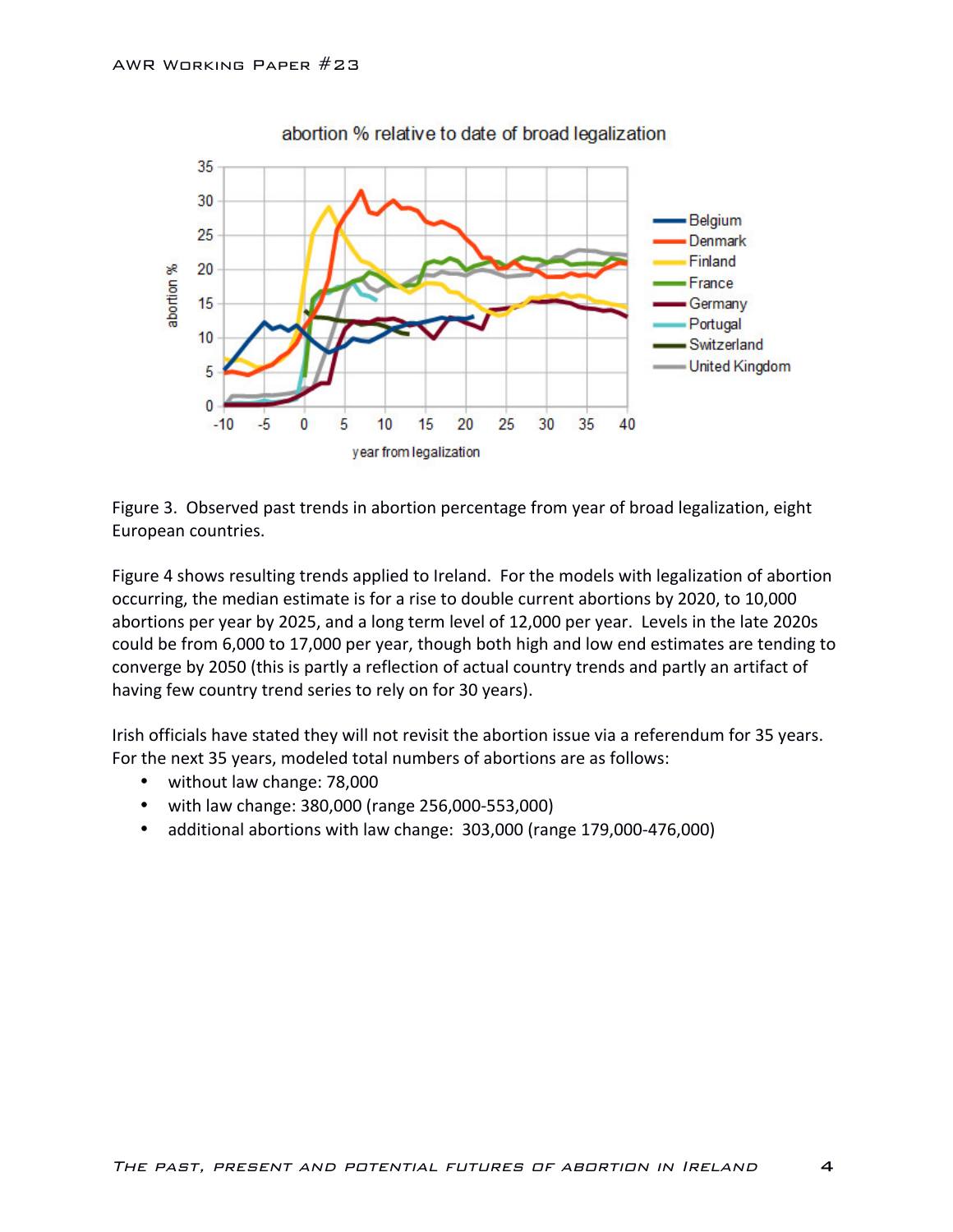Figure 3. Observed past trends in abortion percentage from year of broad legalization, eight European countries.

Figure 4 shows resulting trends applied to Ireland. For the models with legalization of abortion occurring, the median estimate is for a rise to double current abortions by 2020, to 10,000 abortions per year by 2025, and a long term level of 12,000 per year. Levels in the late 2020s could be from 6,000 to 17,000 per year, though both high and low end estimates are tending to converge by 2050 (this is partly a reflection of actual country trends and partly an artifact of having few country trend series to rely on for 30 years).

Irish officials have stated they will not revisit the abortion issue via a referendum for 35 years. For the next 35 years, modeled total numbers of abortions are as follows:

- without law change: 78,000
- with law change: 380,000 (range 256,000-553,000)
- additional abortions with law change: 303,000 (range 179,000-476,000)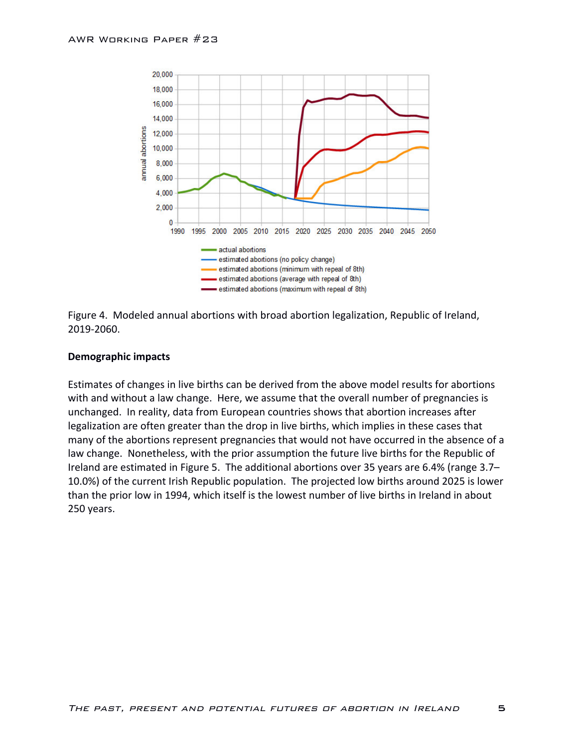Figure 4. Modeled annual abortions with broad abortion legalization, Republic of Ireland, 2019-2060.

**Demographic impacts**

Estimates of changes in live births can be derived from the above model results for abortions with and without a law change. Here, we assume that the overall number of pregnancies is unchanged. In reality, data from European countries shows that abortion increases after legalization are often greater than the drop in live births, which implies in these cases that many of the abortions represent pregnancies that would not have occurred in the absence of a law change. Nonetheless, with the prior assumption the future live births for the Republic of Ireland are estimated in Figure 5. The additional abortions over 35 years are 6.4% (range 3.7–10.0%) of the current Irish Republic population. The projected low births around 2025 is lower than the prior low in 1994, which itself is the lowest number of live births in Ireland in about 250 years.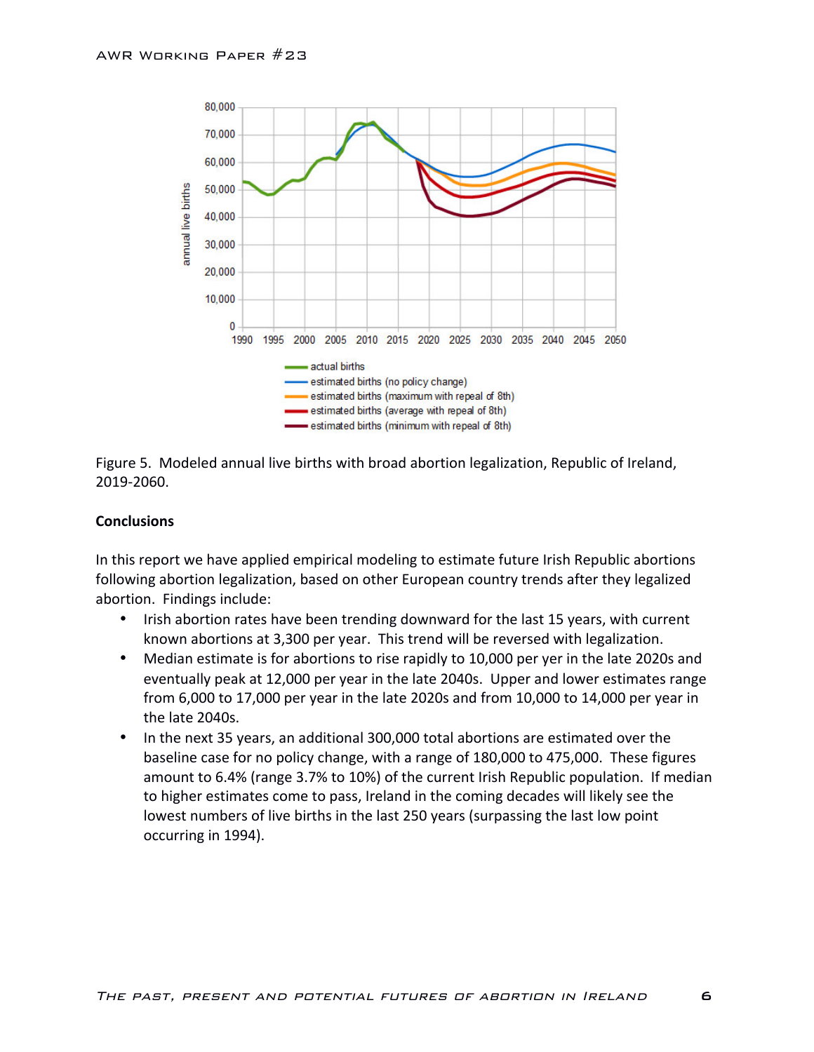Figure 5.  Modeled annual live births with broad abortion legalization, Republic of Ireland, 2019-2060.

## Conclusions

In this report we have applied empirical modeling to estimate future Irish Republic abortions following abortion legalization, based on other European country trends after they legalized abortion.  Findings include:

- Irish abortion rates have been trending downward for the last 15 years, with current known abortions at 3,300 per year.  This trend will be reversed with legalization.
- Median estimate is for abortions to rise rapidly to 10,000 per yer in the late 2020s and eventually peak at 12,000 per year in the late 2040s.  Upper and lower estimates range from 6,000 to 17,000 per year in the late 2020s and from 10,000 to 14,000 per year in the late 2040s.
- In the next 35 years, an additional 300,000 total abortions are estimated over the baseline case for no policy change, with a range of 180,000 to 475,000.  These figures amount to 6.4% (range 3.7% to 10%) of the current Irish Republic population.  If median to higher estimates come to pass, Ireland in the coming decades will likely see the lowest numbers of live births in the last 250 years (surpassing the last low point occurring in 1994).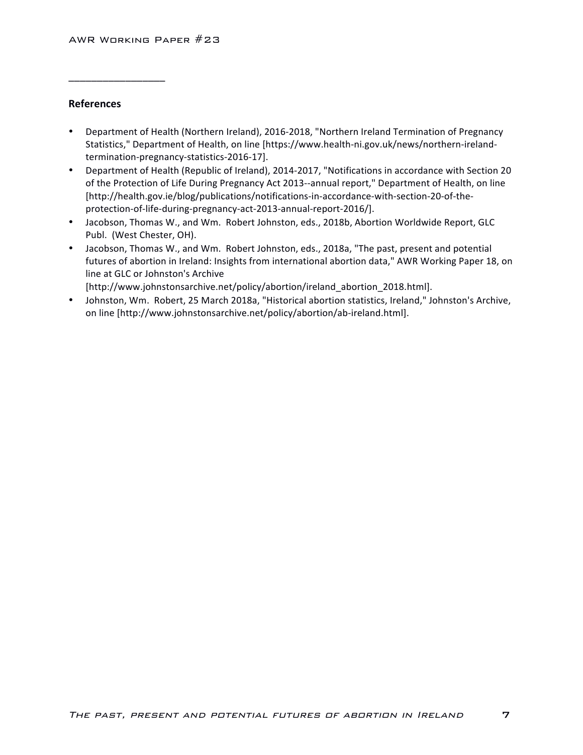## References

- Department of Health (Northern Ireland), 2016-2018, "Northern Ireland Termination of Pregnancy Statistics," Department of Health, on line [https://www.health-ni.gov.uk/news/northern-ireland-termination-pregnancy-statistics-2016-17].
- Department of Health (Republic of Ireland), 2014-2017, "Notifications in accordance with Section 20 of the Protection of Life During Pregnancy Act 2013--annual report," Department of Health, on line [http://health.gov.ie/blog/publications/notifications-in-accordance-with-section-20-of-the-protection-of-life-during-pregnancy-act-2013-annual-report-2016/].
- Jacobson, Thomas W., and Wm. Robert Johnston, eds., 2018b, Abortion Worldwide Report, GLC Publ. (West Chester, OH).
- Jacobson, Thomas W., and Wm. Robert Johnston, eds., 2018a, "The past, present and potential futures of abortion in Ireland: Insights from international abortion data," AWR Working Paper 18, on line at GLC or Johnston's Archive [http://www.johnstonsarchive.net/policy/abortion/ireland_abortion_2018.html].
- Johnston, Wm. Robert, 25 March 2018a, "Historical abortion statistics, Ireland," Johnston's Archive, on line [http://www.johnstonsarchive.net/policy/abortion/ab-ireland.html].